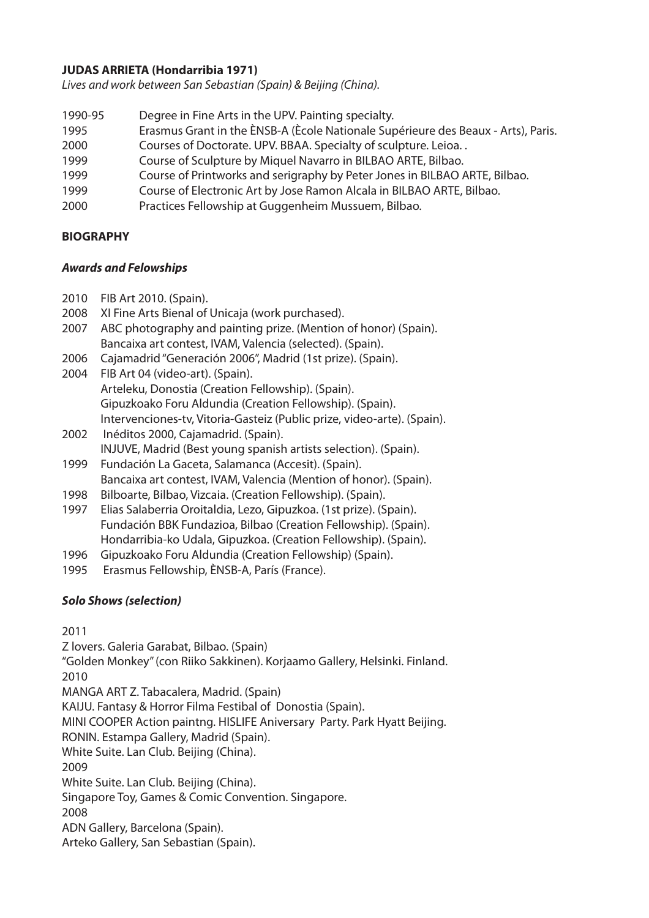**JUDAS ARRIETA (Hondarribia 1971)**

*Lives and work between San Sebastian (Spain) & Beijing (China).*

1990-95 Degree in Fine Arts in the UPV. Painting specialty.
1995 Erasmus Grant in the ÈNSB-A (Ècole Nationale Supérieure des Beaux - Arts), Paris.
2000 Courses of Doctorate. UPV. BBAA. Specialty of sculpture. Leioa. .
1999 Course of Sculpture by Miquel Navarro in BILBAO ARTE, Bilbao.
1999 Course of Printworks and serigraphy by Peter Jones in BILBAO ARTE, Bilbao.
1999 Course of Electronic Art by Jose Ramon Alcala in BILBAO ARTE, Bilbao.
2000 Practices Fellowship at Guggenheim Mussuem, Bilbao.

**BIOGRAPHY**

***Awards and Felowships***

2010 FIB Art 2010. (Spain).
2008 XI Fine Arts Bienal of Unicaja (work purchased).
2007 ABC photography and painting prize. (Mention of honor) (Spain).
Bancaixa art contest, IVAM, Valencia (selected). (Spain).
2006 Cajamadrid "Generación 2006", Madrid (1st prize). (Spain).
2004 FIB Art 04 (video-art). (Spain).
Arteleku, Donostia (Creation Fellowship). (Spain).
Gipuzkoako Foru Aldundia (Creation Fellowship). (Spain).
Intervenciones-tv, Vitoria-Gasteiz (Public prize, video-arte). (Spain).
2002 Inéditos 2000, Cajamadrid. (Spain).
INJUVE, Madrid (Best young spanish artists selection). (Spain).
1999 Fundación La Gaceta, Salamanca (Accesit). (Spain).
Bancaixa art contest, IVAM, Valencia (Mention of honor). (Spain).
1998 Bilboarte, Bilbao, Vizcaia. (Creation Fellowship). (Spain).
1997 Elias Salaberria Oroitaldia, Lezo, Gipuzkoa. (1st prize). (Spain).
Fundación BBK Fundazioa, Bilbao (Creation Fellowship). (Spain).
Hondarribia-ko Udala, Gipuzkoa. (Creation Fellowship). (Spain).
1996 Gipuzkoako Foru Aldundia (Creation Fellowship) (Spain).
1995 Erasmus Fellowship, ÈNSB-A, París (France).

***Solo Shows (selection)***

2011
Z lovers. Galeria Garabat, Bilbao. (Spain)
"Golden Monkey" (con Riiko Sakkinen). Korjaamo Gallery, Helsinki. Finland.
2010
MANGA ART Z. Tabacalera, Madrid. (Spain)
KAIJU. Fantasy & Horror Filma Festibal of Donostia (Spain).
MINI COOPER Action paintng. HISLIFE Aniversary Party. Park Hyatt Beijing.
RONIN. Estampa Gallery, Madrid (Spain).
White Suite. Lan Club. Beijing (China).
2009
White Suite. Lan Club. Beijing (China).
Singapore Toy, Games & Comic Convention. Singapore.
2008
ADN Gallery, Barcelona (Spain).
Arteko Gallery, San Sebastian (Spain).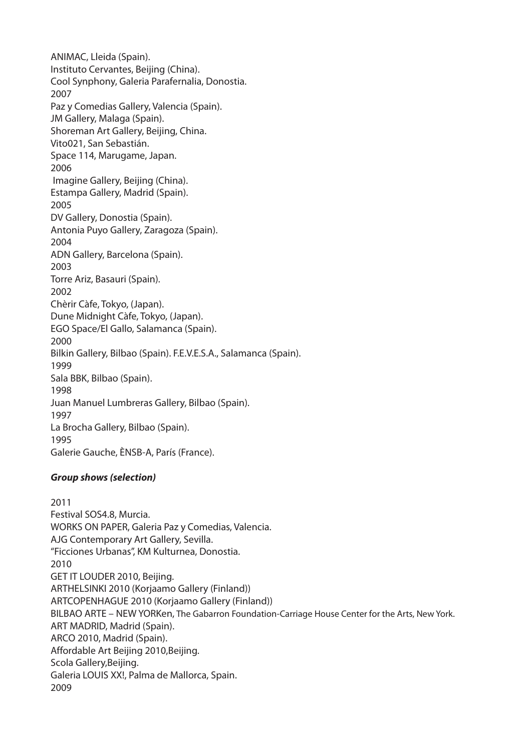ANIMAC, Lleida (Spain).
Instituto Cervantes, Beijing (China).
Cool Synphony, Galeria Parafernalia, Donostia.
2007
Paz y Comedias Gallery, Valencia (Spain).
JM Gallery, Malaga (Spain).
Shoreman Art Gallery, Beijing, China.
Vito021, San Sebastián.
Space 114, Marugame, Japan.
2006
Imagine Gallery, Beijing (China).
Estampa Gallery, Madrid (Spain).
2005
DV Gallery, Donostia (Spain).
Antonia Puyo Gallery, Zaragoza (Spain).
2004
ADN Gallery, Barcelona (Spain).
2003
Torre Ariz, Basauri (Spain).
2002
Chèrir Càfe, Tokyo, (Japan).
Dune Midnight Càfe, Tokyo, (Japan).
EGO Space/El Gallo, Salamanca (Spain).
2000
Bilkin Gallery, Bilbao (Spain). F.E.V.E.S.A., Salamanca (Spain).
1999
Sala BBK, Bilbao (Spain).
1998
Juan Manuel Lumbreras Gallery, Bilbao (Spain).
1997
La Brocha Gallery, Bilbao (Spain).
1995
Galerie Gauche, ÈNSB-A, París (France).

***Group shows (selection)***

2011
Festival SOS4.8, Murcia.
WORKS ON PAPER, Galeria Paz y Comedias, Valencia.
AJG Contemporary Art Gallery, Sevilla.
"Ficciones Urbanas", KM Kulturnea, Donostia.
2010
GET IT LOUDER 2010, Beijing.
ARTHELSINKI 2010 (Korjaamo Gallery (Finland))
ARTCOPENHAGUE 2010 (Korjaamo Gallery (Finland))
BILBAO ARTE – NEW YORKen, The Gabarron Foundation-Carriage House Center for the Arts, New York.
ART MADRID, Madrid (Spain).
ARCO 2010, Madrid (Spain).
Affordable Art Beijing 2010,Beijing.
Scola Gallery,Beijing.
Galeria LOUIS XX!, Palma de Mallorca, Spain.
2009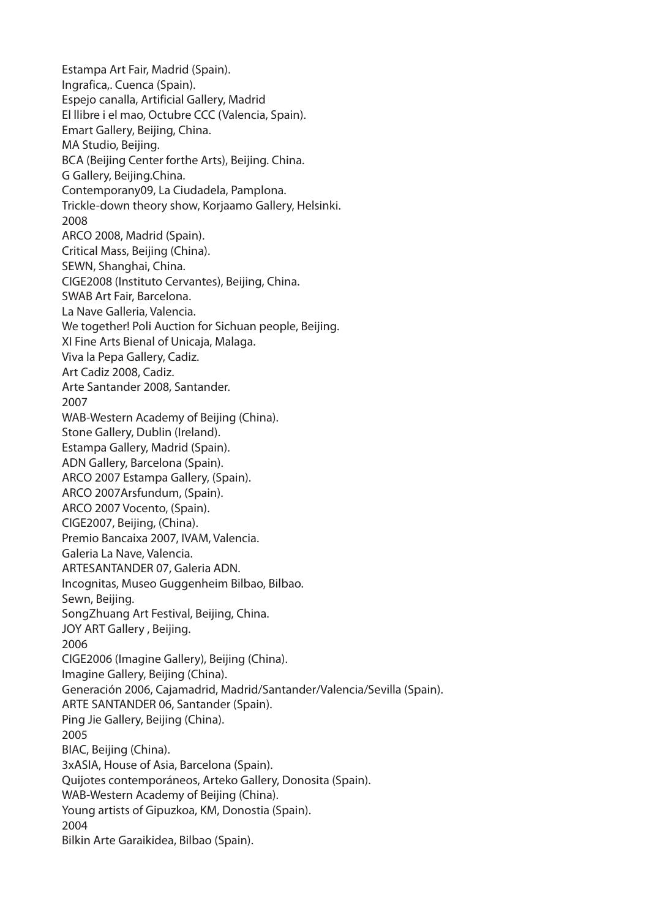Estampa Art Fair, Madrid (Spain).
Ingrafica,. Cuenca (Spain).
Espejo canalla, Artificial Gallery, Madrid
El llibre i el mao, Octubre CCC (Valencia, Spain).
Emart Gallery, Beijing, China.
MA Studio, Beijing.
BCA (Beijing Center forthe Arts), Beijing. China.
G Gallery, Beijing.China.
Contemporany09, La Ciudadela, Pamplona.
Trickle-down theory show, Korjaamo Gallery, Helsinki.

2008

ARCO 2008, Madrid (Spain).
Critical Mass, Beijing (China).
SEWN, Shanghai, China.
CIGE2008 (Instituto Cervantes), Beijing, China.
SWAB Art Fair, Barcelona.
La Nave Galleria, Valencia.
We together! Poli Auction for Sichuan people, Beijing.
XI Fine Arts Bienal of Unicaja, Malaga.
Viva la Pepa Gallery, Cadiz.
Art Cadiz 2008, Cadiz.
Arte Santander 2008, Santander.

2007

WAB-Western Academy of Beijing (China).
Stone Gallery, Dublin (Ireland).
Estampa Gallery, Madrid (Spain).
ADN Gallery, Barcelona (Spain).
ARCO 2007 Estampa Gallery, (Spain).
ARCO 2007Arsfundum, (Spain).
ARCO 2007 Vocento, (Spain).
CIGE2007, Beijing, (China).
Premio Bancaixa 2007, IVAM, Valencia.
Galeria La Nave, Valencia.
ARTESANTANDER 07, Galeria ADN.
Incognitas, Museo Guggenheim Bilbao, Bilbao.
Sewn, Beijing.
SongZhuang Art Festival, Beijing, China.
JOY ART Gallery , Beijing.

2006

CIGE2006 (Imagine Gallery), Beijing (China).
Imagine Gallery, Beijing (China).
Generación 2006, Cajamadrid, Madrid/Santander/Valencia/Sevilla (Spain).
ARTE SANTANDER 06, Santander (Spain).
Ping Jie Gallery, Beijing (China).

2005

BIAC, Beijing (China).
3xASIA, House of Asia, Barcelona (Spain).
Quijotes contemporáneos, Arteko Gallery, Donosita (Spain).
WAB-Western Academy of Beijing (China).
Young artists of Gipuzkoa, KM, Donostia (Spain).

2004

Bilkin Arte Garaikidea, Bilbao (Spain).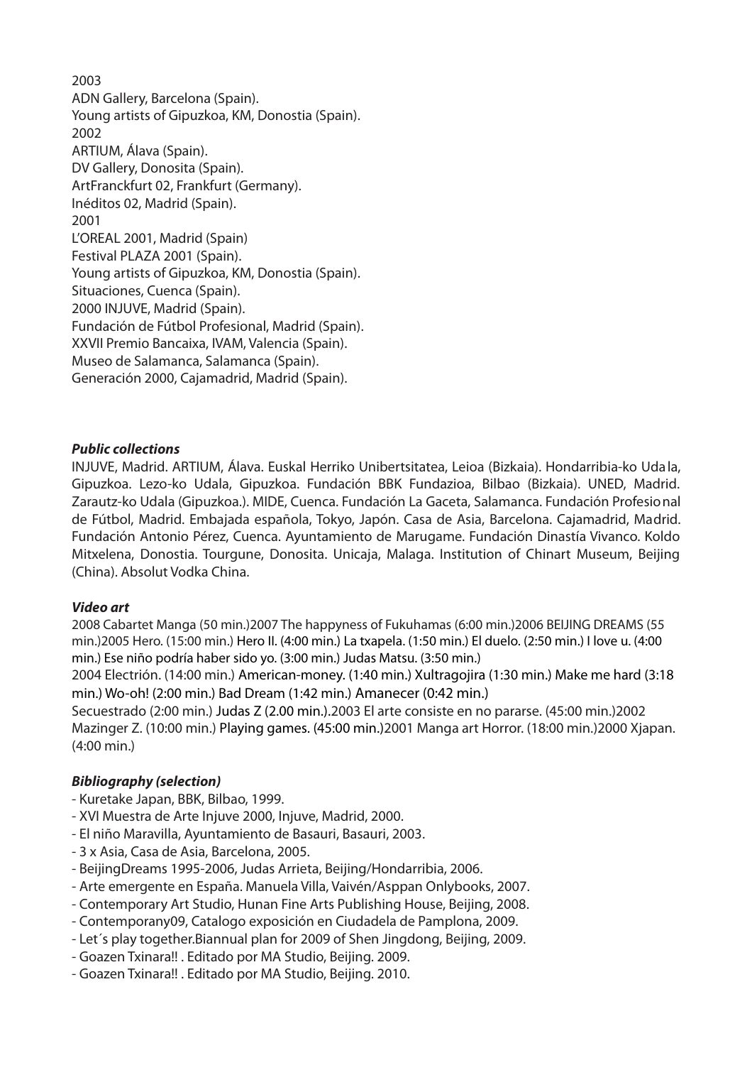2003

ADN Gallery, Barcelona (Spain).

Young artists of Gipuzkoa, KM, Donostia (Spain).

2002

ARTIUM, Álava (Spain).

DV Gallery, Donosita (Spain).

ArtFranckfurt 02, Frankfurt (Germany).

Inéditos 02, Madrid (Spain).

2001

L'OREAL 2001, Madrid (Spain)

Festival PLAZA 2001 (Spain).

Young artists of Gipuzkoa, KM, Donostia (Spain).

Situaciones, Cuenca (Spain).

2000 INJUVE, Madrid (Spain).

Fundación de Fútbol Profesional, Madrid (Spain).

XXVII Premio Bancaixa, IVAM, Valencia (Spain).

Museo de Salamanca, Salamanca (Spain).

Generación 2000, Cajamadrid, Madrid (Spain).

### ***Public collections***

INJUVE, Madrid. ARTIUM, Álava. Euskal Herriko Unibertsitatea, Leioa (Bizkaia). Hondarribia-ko Udala, Gipuzkoa. Lezo-ko Udala, Gipuzkoa. Fundación BBK Fundazioa, Bilbao (Bizkaia). UNED, Madrid. Zarautz-ko Udala (Gipuzkoa.). MIDE, Cuenca. Fundación La Gaceta, Salamanca. Fundación Profesional de Fútbol, Madrid. Embajada española, Tokyo, Japón. Casa de Asia, Barcelona. Cajamadrid, Madrid. Fundación Antonio Pérez, Cuenca. Ayuntamiento de Marugame. Fundación Dinastía Vivanco. Koldo Mitxelena, Donostia. Tourgune, Donosita. Unicaja, Malaga. Institution of Chinart Museum, Beijing (China). Absolut Vodka China.

### ***Video art***

2008 Cabartet Manga (50 min.)2007 The happyness of Fukuhamas (6:00 min.)2006 BEIJING DREAMS (55 min.)2005 Hero. (15:00 min.) Hero II. (4:00 min.) La txapela. (1:50 min.) El duelo. (2:50 min.) I love u. (4:00 min.) Ese niño podría haber sido yo. (3:00 min.) Judas Matsu. (3:50 min.)

2004 Electrión. (14:00 min.) American-money. (1:40 min.) Xultragojira (1:30 min.) Make me hard (3:18 min.) Wo-oh! (2:00 min.) Bad Dream (1:42 min.) Amanecer (0:42 min.)

Secuestrado (2:00 min.) Judas Z (2.00 min.).2003 El arte consiste en no pararse. (45:00 min.)2002 Mazinger Z. (10:00 min.) Playing games. (45:00 min.)2001 Manga art Horror. (18:00 min.)2000 Xjapan. (4:00 min.)

### ***Bibliography (selection)***

- Kuretake Japan, BBK, Bilbao, 1999.
- XVI Muestra de Arte Injuve 2000, Injuve, Madrid, 2000.
- El niño Maravilla, Ayuntamiento de Basauri, Basauri, 2003.
- 3 x Asia, Casa de Asia, Barcelona, 2005.
- BeijingDreams 1995-2006, Judas Arrieta, Beijing/Hondarribia, 2006.
- Arte emergente en España. Manuela Villa, Vaivén/Asppan Onlybooks, 2007.
- Contemporary Art Studio, Hunan Fine Arts Publishing House, Beijing, 2008.
- Contemporany09, Catalogo exposición en Ciudadela de Pamplona, 2009.
- Let´s play together.Biannual plan for 2009 of Shen Jingdong, Beijing, 2009.
- Goazen Txinara!! . Editado por MA Studio, Beijing. 2009.
- Goazen Txinara!! . Editado por MA Studio, Beijing. 2010.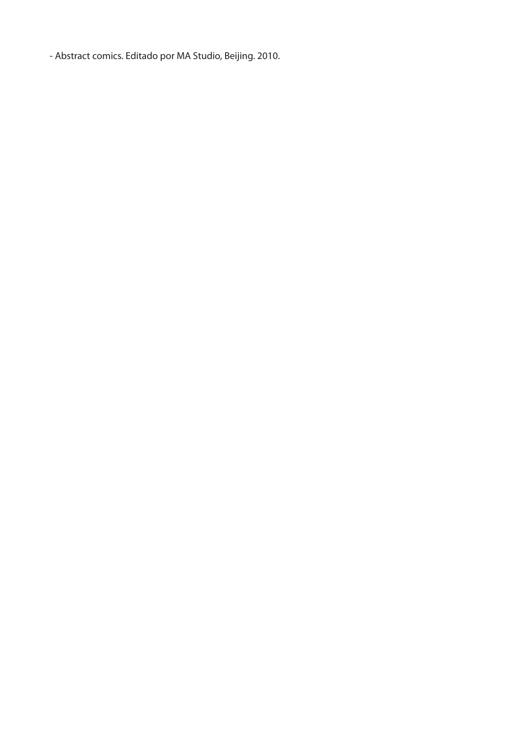- Abstract comics. Editado por MA Studio, Beijing. 2010.